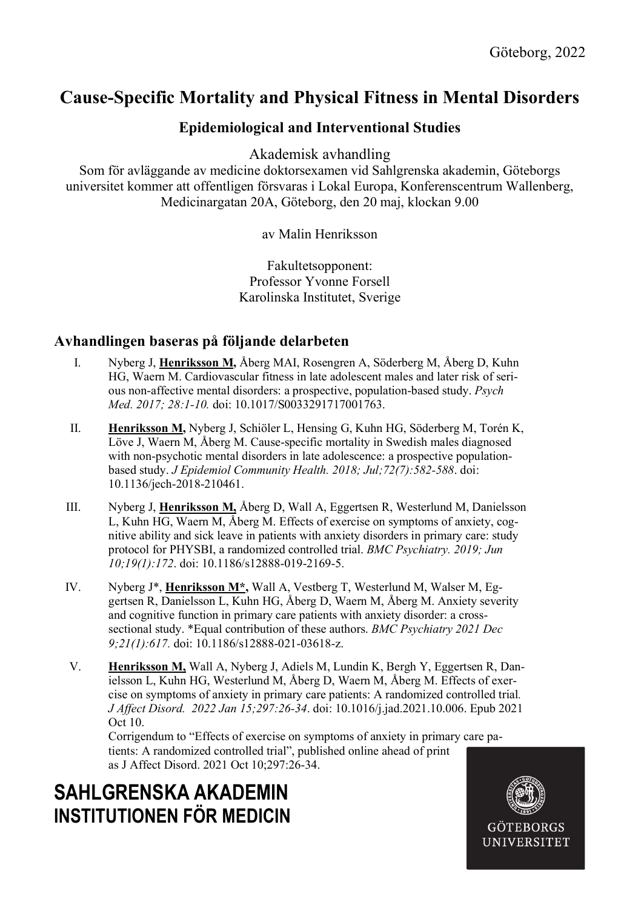Göteborg, 2022

# Cause-Specific Mortality and Physical Fitness in Mental Disorders

## Epidemiological and Interventional Studies

Akademisk avhandling

Som för avläggande av medicine doktorsexamen vid Sahlgrenska akademin, Göteborgs universitet kommer att offentligen försvaras i Lokal Europa, Konferenscentrum Wallenberg, Medicinargatan 20A, Göteborg, den 20 maj, klockan 9.00

av Malin Henriksson

Fakultetsopponent:
Professor Yvonne Forsell
Karolinska Institutet, Sverige

### Avhandlingen baseras på följande delarbeten

I. Nyberg J, **Henriksson M,** Åberg MAI, Rosengren A, Söderberg M, Åberg D, Kuhn HG, Waern M. Cardiovascular fitness in late adolescent males and later risk of serious non-affective mental disorders: a prospective, population-based study. *Psych Med. 2017; 28:1-10.* doi: 10.1017/S0033291717001763.

II. **Henriksson M,** Nyberg J, Schiöler L, Hensing G, Kuhn HG, Söderberg M, Torén K, Löve J, Waern M, Åberg M. Cause-specific mortality in Swedish males diagnosed with non-psychotic mental disorders in late adolescence: a prospective population-based study. *J Epidemiol Community Health. 2018; Jul;72(7):582-588*. doi: 10.1136/jech-2018-210461.

III. Nyberg J, **Henriksson M,** Åberg D, Wall A, Eggertsen R, Westerlund M, Danielsson L, Kuhn HG, Waern M, Åberg M. Effects of exercise on symptoms of anxiety, cognitive ability and sick leave in patients with anxiety disorders in primary care: study protocol for PHYSBI, a randomized controlled trial. *BMC Psychiatry. 2019; Jun 10;19(1):172*. doi: 10.1186/s12888-019-2169-5.

IV. Nyberg J*, **Henriksson M*,** Wall A, Vestberg T, Westerlund M, Walser M, Eggertsen R, Danielsson L, Kuhn HG, Åberg D, Waern M, Åberg M. Anxiety severity and cognitive function in primary care patients with anxiety disorder: a cross-sectional study. *Equal contribution of these authors. *BMC Psychiatry 2021 Dec 9;21(1):617.* doi: 10.1186/s12888-021-03618-z.

V. **Henriksson M,** Wall A, Nyberg J, Adiels M, Lundin K, Bergh Y, Eggertsen R, Danielsson L, Kuhn HG, Westerlund M, Åberg D, Waern M, Åberg M. Effects of exercise on symptoms of anxiety in primary care patients: A randomized controlled trial. *J Affect Disord. 2022 Jan 15;297:26-34*. doi: 10.1016/j.jad.2021.10.006. Epub 2021 Oct 10.
Corrigendum to "Effects of exercise on symptoms of anxiety in primary care patients: A randomized controlled trial", published online ahead of print as J Affect Disord. 2021 Oct 10;297:26-34.

**SAHLGRENSKA AKADEMIN**
**INSTITUTIONEN FÖR MEDICIN**

GÖTEBORGS UNIVERSITET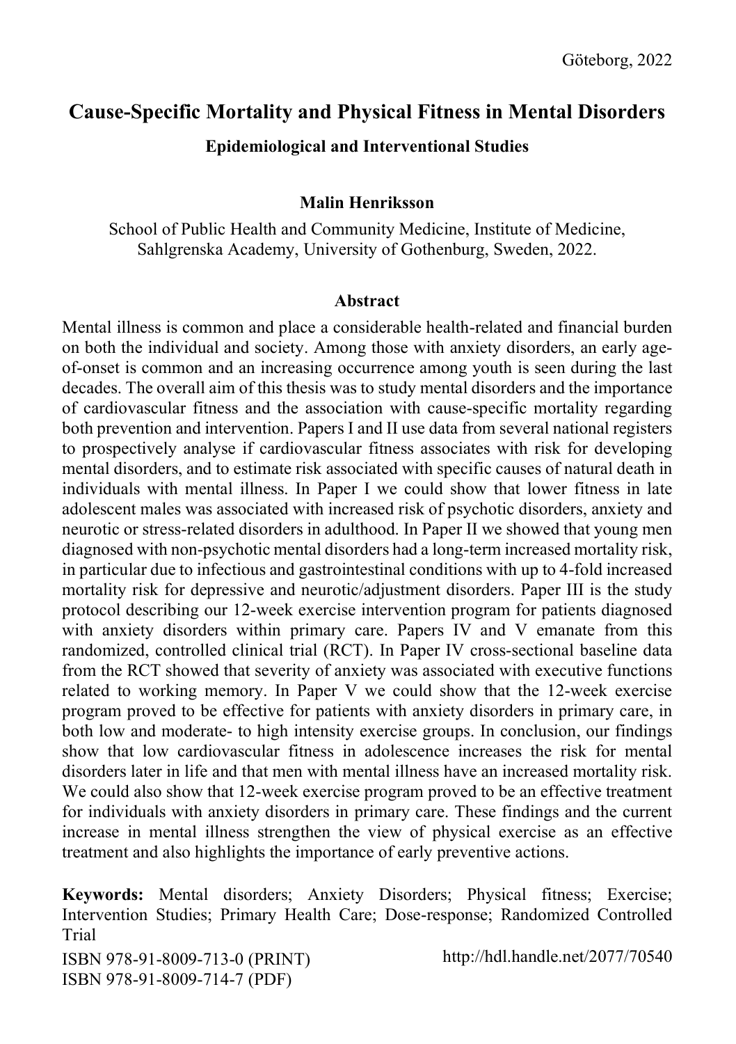Göteborg, 2022

# Cause-Specific Mortality and Physical Fitness in Mental Disorders

## Epidemiological and Interventional Studies

**Malin Henriksson**

School of Public Health and Community Medicine, Institute of Medicine, Sahlgrenska Academy, University of Gothenburg, Sweden, 2022.

### Abstract

Mental illness is common and place a considerable health-related and financial burden on both the individual and society. Among those with anxiety disorders, an early age-of-onset is common and an increasing occurrence among youth is seen during the last decades. The overall aim of this thesis was to study mental disorders and the importance of cardiovascular fitness and the association with cause-specific mortality regarding both prevention and intervention. Papers I and II use data from several national registers to prospectively analyse if cardiovascular fitness associates with risk for developing mental disorders, and to estimate risk associated with specific causes of natural death in individuals with mental illness. In Paper I we could show that lower fitness in late adolescent males was associated with increased risk of psychotic disorders, anxiety and neurotic or stress-related disorders in adulthood. In Paper II we showed that young men diagnosed with non-psychotic mental disorders had a long-term increased mortality risk, in particular due to infectious and gastrointestinal conditions with up to 4-fold increased mortality risk for depressive and neurotic/adjustment disorders. Paper III is the study protocol describing our 12-week exercise intervention program for patients diagnosed with anxiety disorders within primary care. Papers IV and V emanate from this randomized, controlled clinical trial (RCT). In Paper IV cross-sectional baseline data from the RCT showed that severity of anxiety was associated with executive functions related to working memory. In Paper V we could show that the 12-week exercise program proved to be effective for patients with anxiety disorders in primary care, in both low and moderate- to high intensity exercise groups. In conclusion, our findings show that low cardiovascular fitness in adolescence increases the risk for mental disorders later in life and that men with mental illness have an increased mortality risk. We could also show that 12-week exercise program proved to be an effective treatment for individuals with anxiety disorders in primary care. These findings and the current increase in mental illness strengthen the view of physical exercise as an effective treatment and also highlights the importance of early preventive actions.

**Keywords:** Mental disorders; Anxiety Disorders; Physical fitness; Exercise; Intervention Studies; Primary Health Care; Dose-response; Randomized Controlled Trial

ISBN 978-91-8009-713-0 (PRINT)
ISBN 978-91-8009-714-7 (PDF)

http://hdl.handle.net/2077/70540